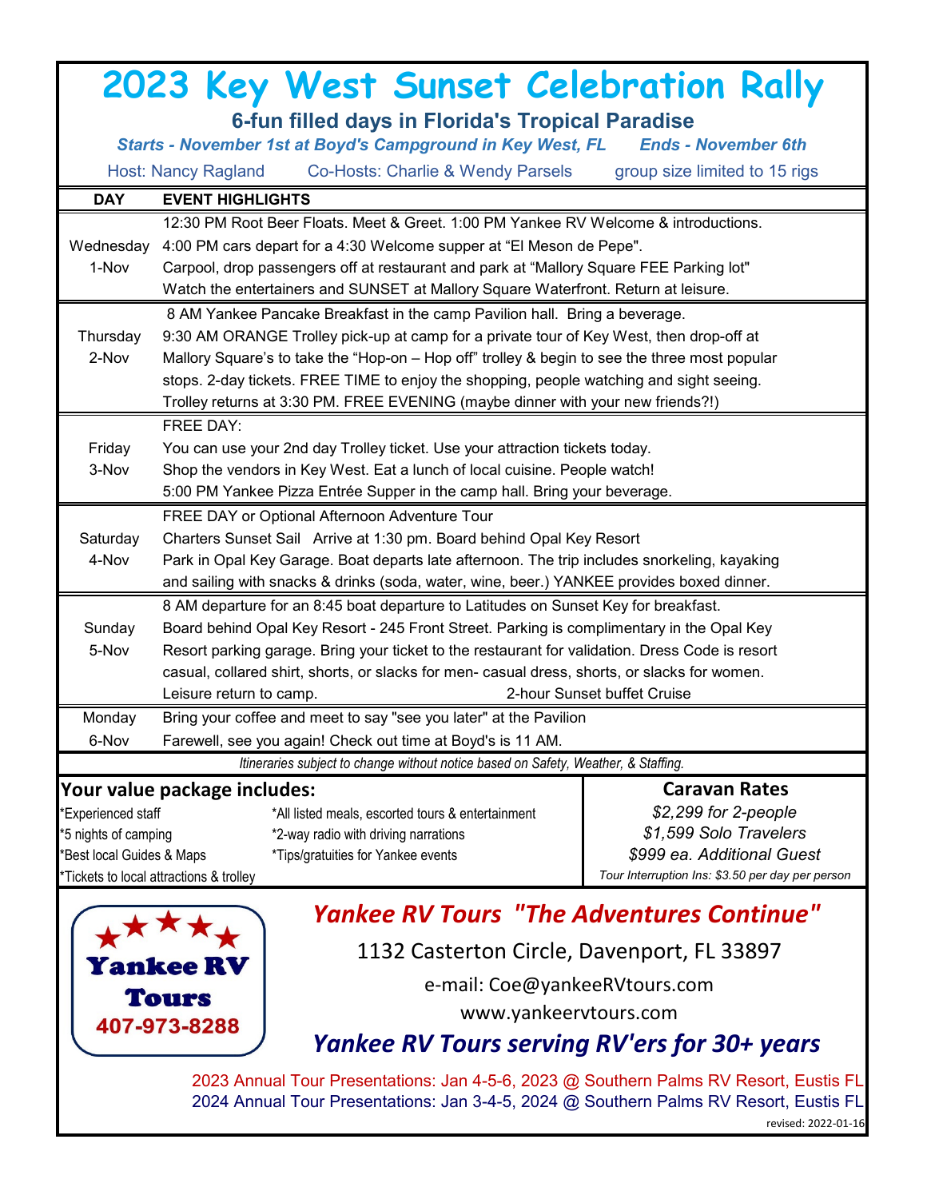# 2023 Key West Sunset Celebration Rally

## 6-fun filled days in Florida's Tropical Paradise

*Starts - November 1st at Boyd's Campground in Key West, FL* *Ends - November 6th*

Host: Nancy Ragland Co-Hosts: Charlie & Wendy Parsels group size limited to 15 rigs

| DAY | EVENT HIGHLIGHTS |
|---|---|
| Wednesday 1-Nov | 12:30 PM Root Beer Floats. Meet & Greet. 1:00 PM Yankee RV Welcome & introductions. 4:00 PM cars depart for a 4:30 Welcome supper at "El Meson de Pepe". Carpool, drop passengers off at restaurant and park at "Mallory Square FEE Parking lot" Watch the entertainers and SUNSET at Mallory Square Waterfront. Return at leisure. |
| Thursday 2-Nov | 8 AM Yankee Pancake Breakfast in the camp Pavilion hall. Bring a beverage. 9:30 AM ORANGE Trolley pick-up at camp for a private tour of Key West, then drop-off at Mallory Square's to take the "Hop-on – Hop off" trolley & begin to see the three most popular stops. 2-day tickets. FREE TIME to enjoy the shopping, people watching and sight seeing. Trolley returns at 3:30 PM. FREE EVENING (maybe dinner with your new friends?!) |
| Friday 3-Nov | FREE DAY: You can use your 2nd day Trolley ticket. Use your attraction tickets today. Shop the vendors in Key West. Eat a lunch of local cuisine. People watch! 5:00 PM Yankee Pizza Entrée Supper in the camp hall. Bring your beverage. |
| Saturday 4-Nov | FREE DAY or Optional Afternoon Adventure Tour Charters Sunset Sail Arrive at 1:30 pm. Board behind Opal Key Resort Park in Opal Key Garage. Boat departs late afternoon. The trip includes snorkeling, kayaking and sailing with snacks & drinks (soda, water, wine, beer.) YANKEE provides boxed dinner. |
| Sunday 5-Nov | 8 AM departure for an 8:45 boat departure to Latitudes on Sunset Key for breakfast. Board behind Opal Key Resort - 245 Front Street. Parking is complimentary in the Opal Key Resort parking garage. Bring your ticket to the restaurant for validation. Dress Code is resort casual, collared shirt, shorts, or slacks for men- casual dress, shorts, or slacks for women. Leisure return to camp. 2-hour Sunset buffet Cruise |
| Monday 6-Nov | Bring your coffee and meet to say "see you later" at the Pavilion Farewell, see you again! Check out time at Boyd's is 11 AM. |

*Itineraries subject to change without notice based on Safety, Weather, & Staffing.*

**Your value package includes:**

- *Experienced staff
- *5 nights of camping
- *Best local Guides & Maps
- *Tickets to local attractions & trolley
- *All listed meals, escorted tours & entertainment
- *2-way radio with driving narrations
- *Tips/gratuities for Yankee events

**Caravan Rates**

*$2,299 for 2-people*
*$1,599 Solo Travelers*
*$999 ea. Additional Guest*
*Tour Interruption Ins: $3.50 per day per person*

**Yankee RV Tours**
407-973-8288

*Yankee RV Tours "The Adventures Continue"*

1132 Casterton Circle, Davenport, FL 33897

e-mail: Coe@yankeeRVtours.com

www.yankeervtours.com

*Yankee RV Tours serving RV'ers for 30+ years*

2023 Annual Tour Presentations: Jan 4-5-6, 2023 @ Southern Palms RV Resort, Eustis FL
2024 Annual Tour Presentations: Jan 3-4-5, 2024 @ Southern Palms RV Resort, Eustis FL

revised: 2022-01-16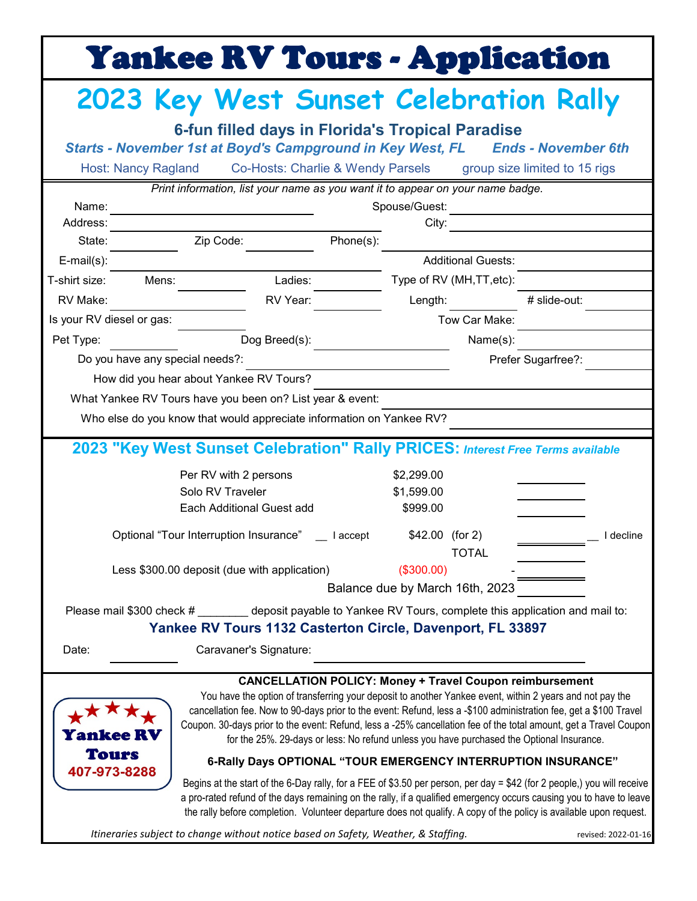# Yankee RV Tours - Application

## 2023 Key West Sunset Celebration Rally

**6-fun filled days in Florida's Tropical Paradise**

***Starts - November 1st at Boyd's Campground in Key West, FL*** ***Ends - November 6th***

Host: Nancy Ragland    Co-Hosts: Charlie & Wendy Parsels    group size limited to 15 rigs

*Print information, list your name as you want it to appear on your name badge.*

Name: ____________________ Spouse/Guest: ____________________

Address: ____________________ City: ____________________

State: ________ Zip Code: ________ Phone(s): ____________________

E-mail(s): ____________________ Additional Guests: ____________________

T-shirt size: Mens: ________ Ladies: ________ Type of RV (MH,TT,etc): ____________________

RV Make: ____________________ RV Year: ________ Length: ________ # slide-out: ________

Is your RV diesel or gas: ________ Tow Car Make: ____________________

Pet Type: ________ Dog Breed(s): ____________________ Name(s): ____________________

Do you have any special needs?: ____________________ Prefer Sugarfree?: ________

How did you hear about Yankee RV Tours? ____________________

What Yankee RV Tours have you been on? List year & event: ____________________

Who else do you know that would appreciate information on Yankee RV? ____________________

## 2023 "Key West Sunset Celebration" Rally PRICES: *Interest Free Terms available*

| | | |
|---|---|---|
| Per RV with 2 persons | $2,299.00 | ________ |
| Solo RV Traveler | $1,599.00 | ________ |
| Each Additional Guest add | $999.00 | ________ |
| Optional "Tour Interruption Insurance" __ I accept | $42.00 (for 2) | ________ __ I decline |
| | TOTAL | ________ |
| Less $300.00 deposit (due with application) | ($300.00) | - ________ |
| | Balance due by March 16th, 2023 | ________ |

Please mail $300 check # ________ deposit payable to Yankee RV Tours, complete this application and mail to:

**Yankee RV Tours 1132 Casterton Circle, Davenport, FL 33897**

Date: ________ Caravaner's Signature: ____________________

**Yankee RV Tours**
**407-973-8288**

**CANCELLATION POLICY: Money + Travel Coupon reimbursement**

You have the option of transferring your deposit to another Yankee event, within 2 years and not pay the cancellation fee. Now to 90-days prior to the event: Refund, less a -$100 administration fee, get a $100 Travel Coupon. 30-days prior to the event: Refund, less a -25% cancellation fee of the total amount, get a Travel Coupon for the 25%. 29-days or less: No refund unless you have purchased the Optional Insurance.

**6-Rally Days OPTIONAL "TOUR EMERGENCY INTERRUPTION INSURANCE"**

Begins at the start of the 6-Day rally, for a FEE of $3.50 per person, per day = $42 (for 2 people,) you will receive a pro-rated refund of the days remaining on the rally, if a qualified emergency occurs causing you to have to leave the rally before completion. Volunteer departure does not qualify. A copy of the policy is available upon request.

*Itineraries subject to change without notice based on Safety, Weather, & Staffing.*

revised: 2022-01-16